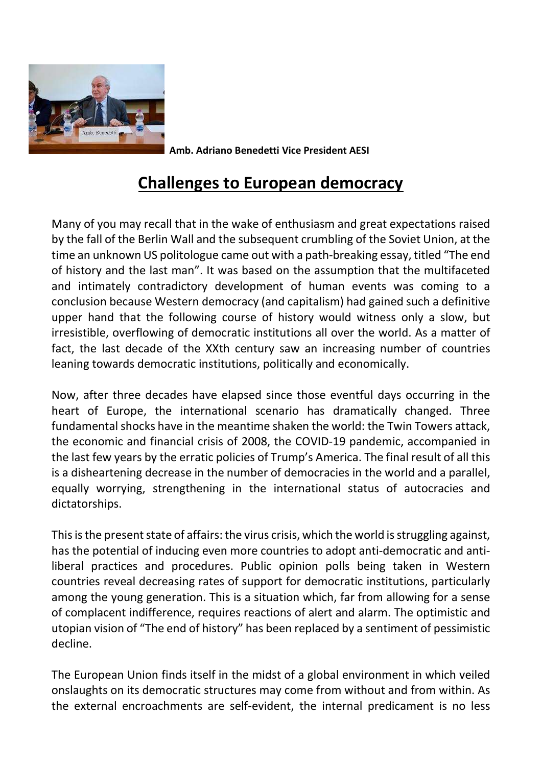**Amb. Adriano Benedetti Vice President AESI**

# Challenges to European democracy

Many of you may recall that in the wake of enthusiasm and great expectations raised by the fall of the Berlin Wall and the subsequent crumbling of the Soviet Union, at the time an unknown US politologue came out with a path-breaking essay, titled "The end of history and the last man". It was based on the assumption that the multifaceted and intimately contradictory development of human events was coming to a conclusion because Western democracy (and capitalism) had gained such a definitive upper hand that the following course of history would witness only a slow, but irresistible, overflowing of democratic institutions all over the world. As a matter of fact, the last decade of the XXth century saw an increasing number of countries leaning towards democratic institutions, politically and economically.

Now, after three decades have elapsed since those eventful days occurring in the heart of Europe, the international scenario has dramatically changed. Three fundamental shocks have in the meantime shaken the world: the Twin Towers attack, the economic and financial crisis of 2008, the COVID-19 pandemic, accompanied in the last few years by the erratic policies of Trump's America. The final result of all this is a disheartening decrease in the number of democracies in the world and a parallel, equally worrying, strengthening in the international status of autocracies and dictatorships.

This is the present state of affairs: the virus crisis, which the world is struggling against, has the potential of inducing even more countries to adopt anti-democratic and anti-liberal practices and procedures. Public opinion polls being taken in Western countries reveal decreasing rates of support for democratic institutions, particularly among the young generation. This is a situation which, far from allowing for a sense of complacent indifference, requires reactions of alert and alarm. The optimistic and utopian vision of "The end of history" has been replaced by a sentiment of pessimistic decline.

The European Union finds itself in the midst of a global environment in which veiled onslaughts on its democratic structures may come from without and from within. As the external encroachments are self-evident, the internal predicament is no less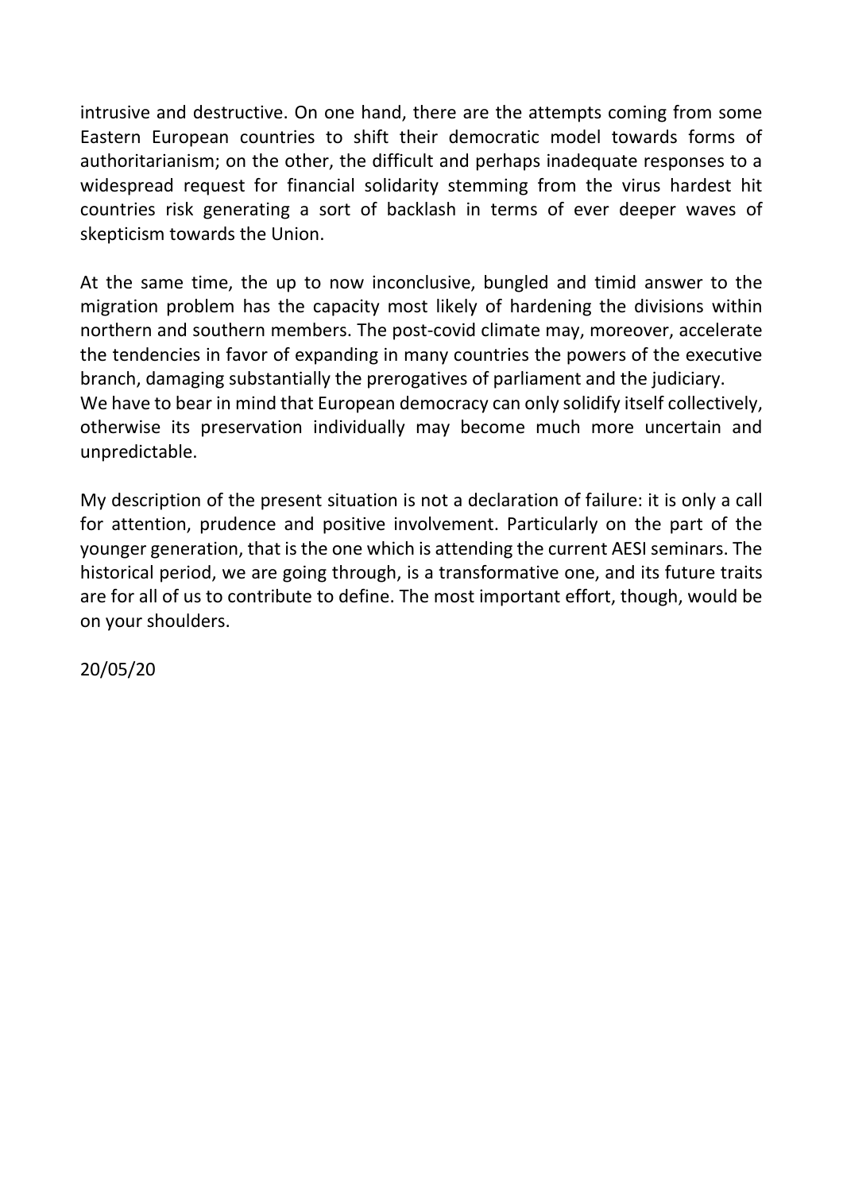intrusive and destructive. On one hand, there are the attempts coming from some Eastern European countries to shift their democratic model towards forms of authoritarianism; on the other, the difficult and perhaps inadequate responses to a widespread request for financial solidarity stemming from the virus hardest hit countries risk generating a sort of backlash in terms of ever deeper waves of skepticism towards the Union.

At the same time, the up to now inconclusive, bungled and timid answer to the migration problem has the capacity most likely of hardening the divisions within northern and southern members. The post-covid climate may, moreover, accelerate the tendencies in favor of expanding in many countries the powers of the executive branch, damaging substantially the prerogatives of parliament and the judiciary.
We have to bear in mind that European democracy can only solidify itself collectively, otherwise its preservation individually may become much more uncertain and unpredictable.

My description of the present situation is not a declaration of failure: it is only a call for attention, prudence and positive involvement. Particularly on the part of the younger generation, that is the one which is attending the current AESI seminars. The historical period, we are going through, is a transformative one, and its future traits are for all of us to contribute to define. The most important effort, though, would be on your shoulders.

20/05/20